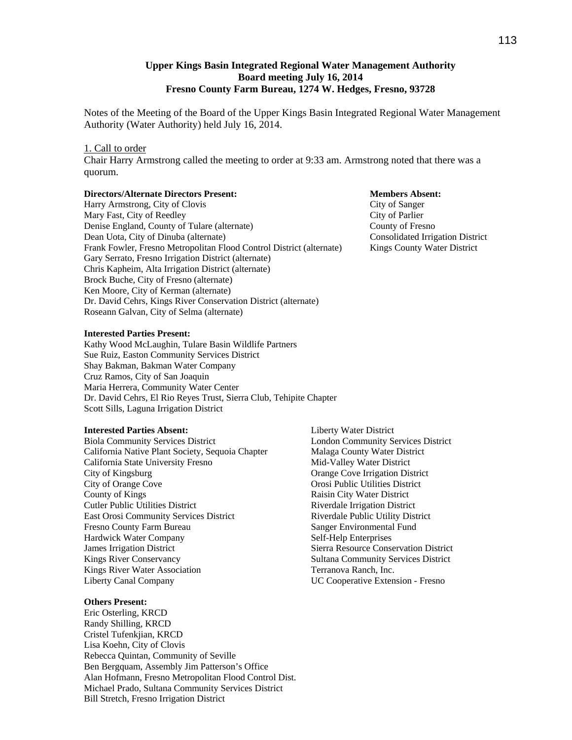**Upper Kings Basin Integrated Regional Water Management Authority**
**Board meeting July 16, 2014**
**Fresno County Farm Bureau, 1274 W. Hedges, Fresno, 93728**

Notes of the Meeting of the Board of the Upper Kings Basin Integrated Regional Water Management Authority (Water Authority) held July 16, 2014.

1. Call to order

Chair Harry Armstrong called the meeting to order at 9:33 am. Armstrong noted that there was a quorum.

**Directors/Alternate Directors Present:**

Harry Armstrong, City of Clovis
Mary Fast, City of Reedley
Denise England, County of Tulare (alternate)
Dean Uota, City of Dinuba (alternate)
Frank Fowler, Fresno Metropolitan Flood Control District (alternate)
Gary Serrato, Fresno Irrigation District (alternate)
Chris Kapheim, Alta Irrigation District (alternate)
Brock Buche, City of Fresno (alternate)
Ken Moore, City of Kerman (alternate)
Dr. David Cehrs, Kings River Conservation District (alternate)
Roseann Galvan, City of Selma (alternate)

**Members Absent:**

City of Sanger
City of Parlier
County of Fresno
Consolidated Irrigation District
Kings County Water District

**Interested Parties Present:**

Kathy Wood McLaughin, Tulare Basin Wildlife Partners
Sue Ruiz, Easton Community Services District
Shay Bakman, Bakman Water Company
Cruz Ramos, City of San Joaquin
Maria Herrera, Community Water Center
Dr. David Cehrs, El Rio Reyes Trust, Sierra Club, Tehipite Chapter
Scott Sills, Laguna Irrigation District

**Interested Parties Absent:**

Biola Community Services District
California Native Plant Society, Sequoia Chapter
California State University Fresno
City of Kingsburg
City of Orange Cove
County of Kings
Cutler Public Utilities District
East Orosi Community Services District
Fresno County Farm Bureau
Hardwick Water Company
James Irrigation District
Kings River Conservancy
Kings River Water Association
Liberty Canal Company
Liberty Water District
London Community Services District
Malaga County Water District
Mid-Valley Water District
Orange Cove Irrigation District
Orosi Public Utilities District
Raisin City Water District
Riverdale Irrigation District
Riverdale Public Utility District
Sanger Environmental Fund
Self-Help Enterprises
Sierra Resource Conservation District
Sultana Community Services District
Terranova Ranch, Inc.
UC Cooperative Extension - Fresno

**Others Present:**

Eric Osterling, KRCD
Randy Shilling, KRCD
Cristel Tufenkjian, KRCD
Lisa Koehn, City of Clovis
Rebecca Quintan, Community of Seville
Ben Bergquam, Assembly Jim Patterson's Office
Alan Hofmann, Fresno Metropolitan Flood Control Dist.
Michael Prado, Sultana Community Services District
Bill Stretch, Fresno Irrigation District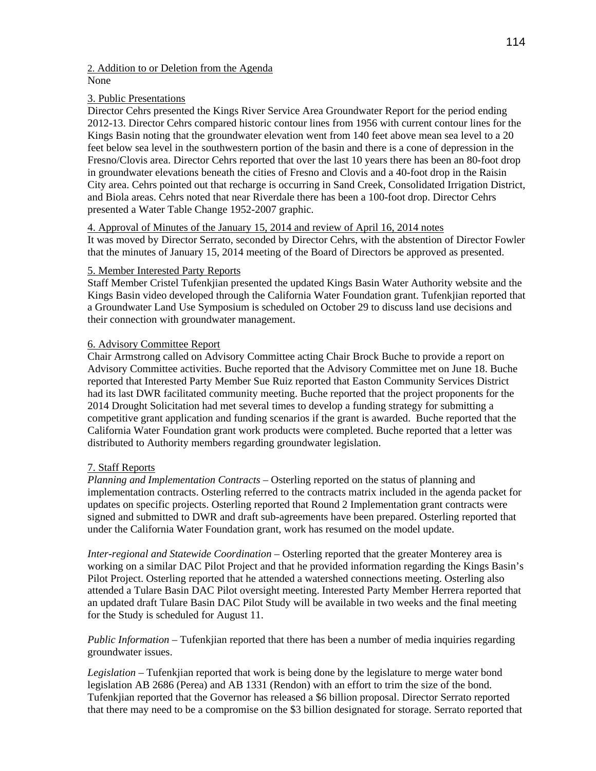2. Addition to or Deletion from the Agenda
None

3. Public Presentations
Director Cehrs presented the Kings River Service Area Groundwater Report for the period ending 2012-13. Director Cehrs compared historic contour lines from 1956 with current contour lines for the Kings Basin noting that the groundwater elevation went from 140 feet above mean sea level to a 20 feet below sea level in the southwestern portion of the basin and there is a cone of depression in the Fresno/Clovis area. Director Cehrs reported that over the last 10 years there has been an 80-foot drop in groundwater elevations beneath the cities of Fresno and Clovis and a 40-foot drop in the Raisin City area. Cehrs pointed out that recharge is occurring in Sand Creek, Consolidated Irrigation District, and Biola areas. Cehrs noted that near Riverdale there has been a 100-foot drop. Director Cehrs presented a Water Table Change 1952-2007 graphic.

4. Approval of Minutes of the January 15, 2014 and review of April 16, 2014 notes
It was moved by Director Serrato, seconded by Director Cehrs, with the abstention of Director Fowler that the minutes of January 15, 2014 meeting of the Board of Directors be approved as presented.

5. Member Interested Party Reports
Staff Member Cristel Tufenkjian presented the updated Kings Basin Water Authority website and the Kings Basin video developed through the California Water Foundation grant. Tufenkjian reported that a Groundwater Land Use Symposium is scheduled on October 29 to discuss land use decisions and their connection with groundwater management.

6. Advisory Committee Report
Chair Armstrong called on Advisory Committee acting Chair Brock Buche to provide a report on Advisory Committee activities. Buche reported that the Advisory Committee met on June 18. Buche reported that Interested Party Member Sue Ruiz reported that Easton Community Services District had its last DWR facilitated community meeting. Buche reported that the project proponents for the 2014 Drought Solicitation had met several times to develop a funding strategy for submitting a competitive grant application and funding scenarios if the grant is awarded. Buche reported that the California Water Foundation grant work products were completed. Buche reported that a letter was distributed to Authority members regarding groundwater legislation.

7. Staff Reports
*Planning and Implementation Contracts* – Osterling reported on the status of planning and implementation contracts. Osterling referred to the contracts matrix included in the agenda packet for updates on specific projects. Osterling reported that Round 2 Implementation grant contracts were signed and submitted to DWR and draft sub-agreements have been prepared. Osterling reported that under the California Water Foundation grant, work has resumed on the model update.

*Inter-regional and Statewide Coordination* – Osterling reported that the greater Monterey area is working on a similar DAC Pilot Project and that he provided information regarding the Kings Basin's Pilot Project. Osterling reported that he attended a watershed connections meeting. Osterling also attended a Tulare Basin DAC Pilot oversight meeting. Interested Party Member Herrera reported that an updated draft Tulare Basin DAC Pilot Study will be available in two weeks and the final meeting for the Study is scheduled for August 11.

*Public Information* – Tufenkjian reported that there has been a number of media inquiries regarding groundwater issues.

*Legislation* – Tufenkjian reported that work is being done by the legislature to merge water bond legislation AB 2686 (Perea) and AB 1331 (Rendon) with an effort to trim the size of the bond. Tufenkjian reported that the Governor has released a $6 billion proposal. Director Serrato reported that there may need to be a compromise on the $3 billion designated for storage. Serrato reported that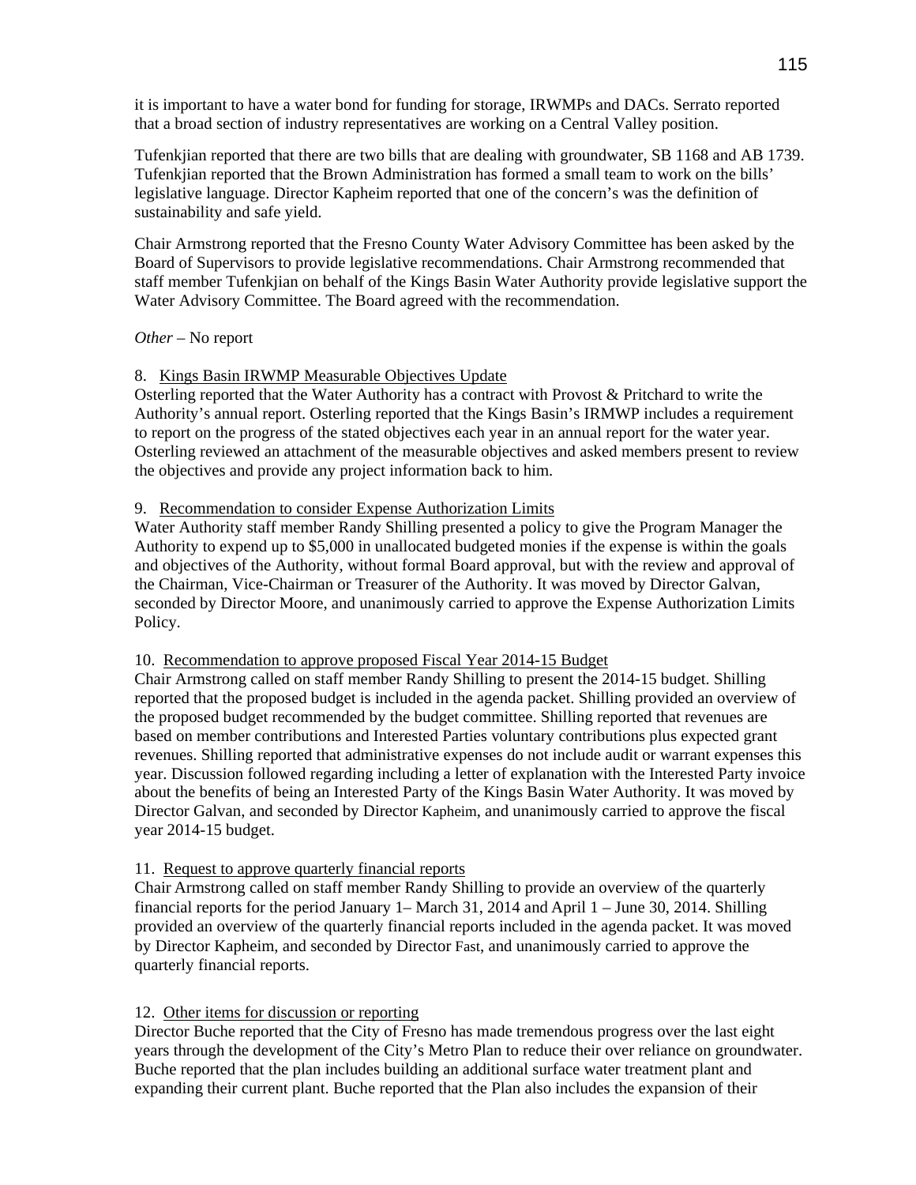it is important to have a water bond for funding for storage, IRWMPs and DACs. Serrato reported that a broad section of industry representatives are working on a Central Valley position.

Tufenkjian reported that there are two bills that are dealing with groundwater, SB 1168 and AB 1739. Tufenkjian reported that the Brown Administration has formed a small team to work on the bills' legislative language. Director Kapheim reported that one of the concern's was the definition of sustainability and safe yield.

Chair Armstrong reported that the Fresno County Water Advisory Committee has been asked by the Board of Supervisors to provide legislative recommendations. Chair Armstrong recommended that staff member Tufenkjian on behalf of the Kings Basin Water Authority provide legislative support the Water Advisory Committee. The Board agreed with the recommendation.

*Other* – No report

8. Kings Basin IRWMP Measurable Objectives Update

Osterling reported that the Water Authority has a contract with Provost & Pritchard to write the Authority's annual report. Osterling reported that the Kings Basin's IRMWP includes a requirement to report on the progress of the stated objectives each year in an annual report for the water year. Osterling reviewed an attachment of the measurable objectives and asked members present to review the objectives and provide any project information back to him.

9. Recommendation to consider Expense Authorization Limits

Water Authority staff member Randy Shilling presented a policy to give the Program Manager the Authority to expend up to $5,000 in unallocated budgeted monies if the expense is within the goals and objectives of the Authority, without formal Board approval, but with the review and approval of the Chairman, Vice-Chairman or Treasurer of the Authority. It was moved by Director Galvan, seconded by Director Moore, and unanimously carried to approve the Expense Authorization Limits Policy.

10. Recommendation to approve proposed Fiscal Year 2014-15 Budget

Chair Armstrong called on staff member Randy Shilling to present the 2014-15 budget. Shilling reported that the proposed budget is included in the agenda packet. Shilling provided an overview of the proposed budget recommended by the budget committee. Shilling reported that revenues are based on member contributions and Interested Parties voluntary contributions plus expected grant revenues. Shilling reported that administrative expenses do not include audit or warrant expenses this year. Discussion followed regarding including a letter of explanation with the Interested Party invoice about the benefits of being an Interested Party of the Kings Basin Water Authority. It was moved by Director Galvan, and seconded by Director Kapheim, and unanimously carried to approve the fiscal year 2014-15 budget.

11. Request to approve quarterly financial reports

Chair Armstrong called on staff member Randy Shilling to provide an overview of the quarterly financial reports for the period January 1– March 31, 2014 and April 1 – June 30, 2014. Shilling provided an overview of the quarterly financial reports included in the agenda packet. It was moved by Director Kapheim, and seconded by Director Fast, and unanimously carried to approve the quarterly financial reports.

12. Other items for discussion or reporting

Director Buche reported that the City of Fresno has made tremendous progress over the last eight years through the development of the City's Metro Plan to reduce their over reliance on groundwater. Buche reported that the plan includes building an additional surface water treatment plant and expanding their current plant. Buche reported that the Plan also includes the expansion of their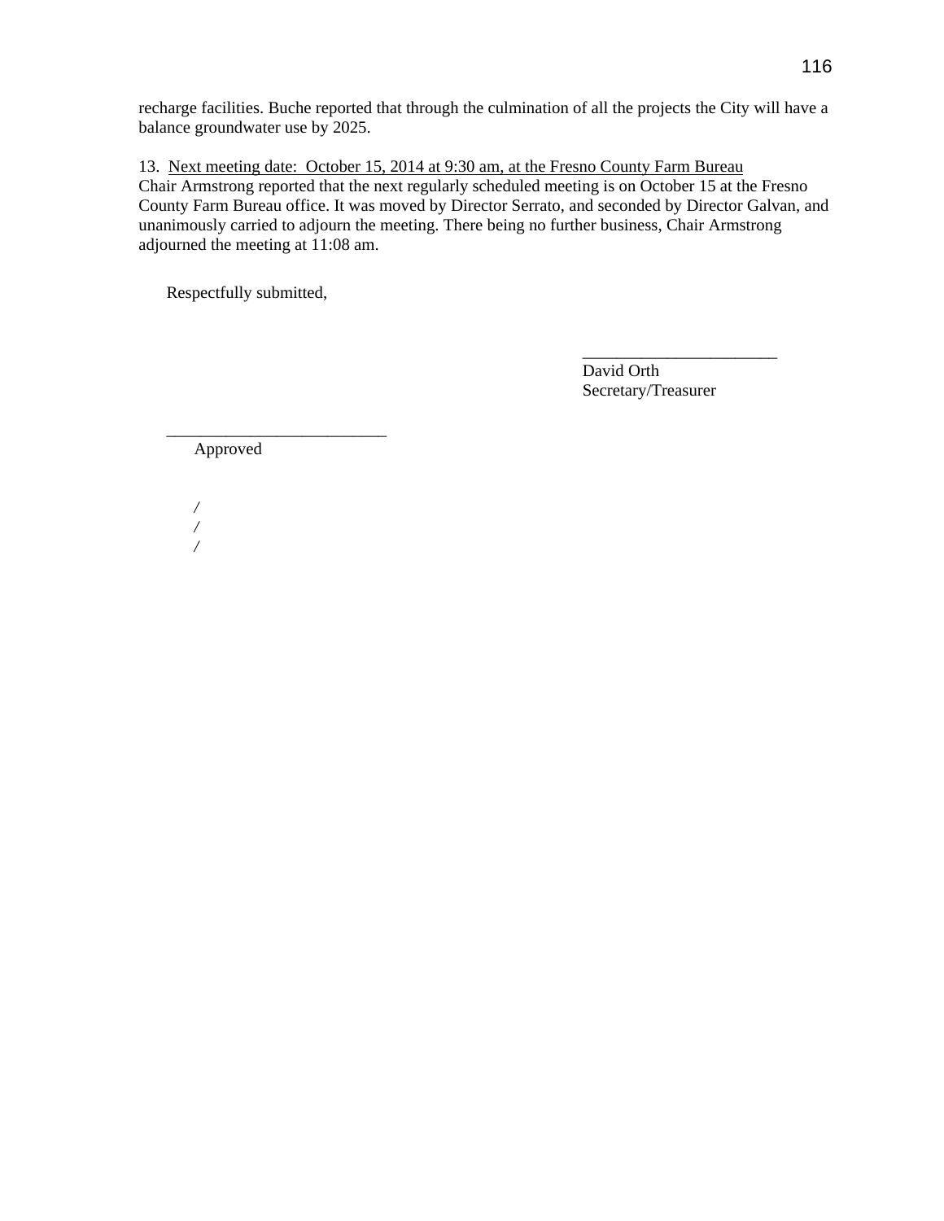recharge facilities. Buche reported that through the culmination of all the projects the City will have a balance groundwater use by 2025.

13. <u>Next meeting date: October 15, 2014 at 9:30 am, at the Fresno County Farm Bureau</u>
Chair Armstrong reported that the next regularly scheduled meeting is on October 15 at the Fresno County Farm Bureau office. It was moved by Director Serrato, and seconded by Director Galvan, and unanimously carried to adjourn the meeting. There being no further business, Chair Armstrong adjourned the meeting at 11:08 am.

Respectfully submitted,

_______________________
David Orth
Secretary/Treasurer

__________________________
Approved

/
/
/